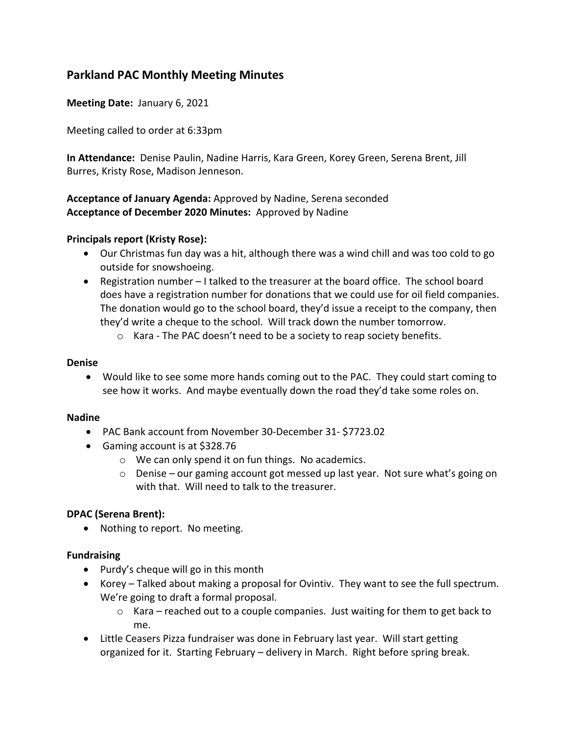# Parkland PAC Monthly Meeting Minutes

**Meeting Date:** January 6, 2021

Meeting called to order at 6:33pm

**In Attendance:** Denise Paulin, Nadine Harris, Kara Green, Korey Green, Serena Brent, Jill Burres, Kristy Rose, Madison Jenneson.

**Acceptance of January Agenda:** Approved by Nadine, Serena seconded
**Acceptance of December 2020 Minutes:** Approved by Nadine

**Principals report (Kristy Rose):**

- Our Christmas fun day was a hit, although there was a wind chill and was too cold to go outside for snowshoeing.
- Registration number – I talked to the treasurer at the board office. The school board does have a registration number for donations that we could use for oil field companies. The donation would go to the school board, they'd issue a receipt to the company, then they'd write a cheque to the school. Will track down the number tomorrow.
  - Kara - The PAC doesn't need to be a society to reap society benefits.

**Denise**

- Would like to see some more hands coming out to the PAC. They could start coming to see how it works. And maybe eventually down the road they'd take some roles on.

**Nadine**

- PAC Bank account from November 30-December 31- $7723.02
- Gaming account is at $328.76
  - We can only spend it on fun things. No academics.
  - Denise – our gaming account got messed up last year. Not sure what's going on with that. Will need to talk to the treasurer.

**DPAC (Serena Brent):**

- Nothing to report. No meeting.

**Fundraising**

- Purdy's cheque will go in this month
- Korey – Talked about making a proposal for Ovintiv. They want to see the full spectrum. We're going to draft a formal proposal.
  - Kara – reached out to a couple companies. Just waiting for them to get back to me.
- Little Ceasers Pizza fundraiser was done in February last year. Will start getting organized for it. Starting February – delivery in March. Right before spring break.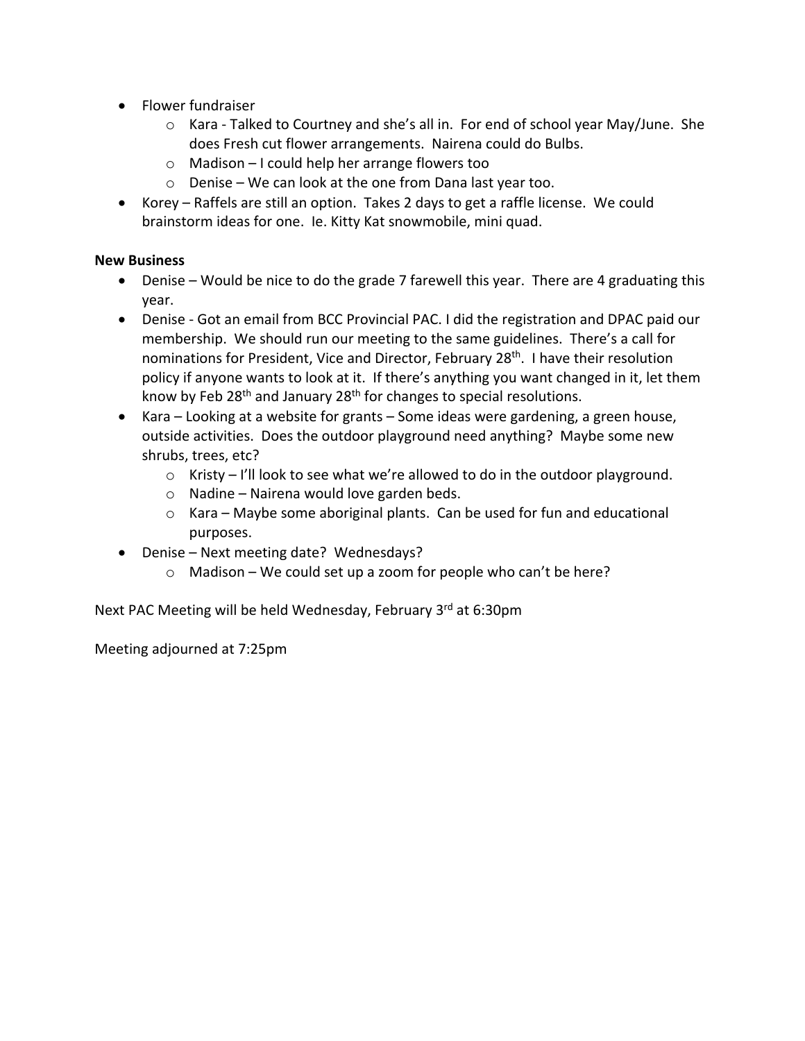- Flower fundraiser
    - Kara - Talked to Courtney and she's all in. For end of school year May/June. She does Fresh cut flower arrangements. Nairena could do Bulbs.
    - Madison – I could help her arrange flowers too
    - Denise – We can look at the one from Dana last year too.
- Korey – Raffels are still an option. Takes 2 days to get a raffle license. We could brainstorm ideas for one. Ie. Kitty Kat snowmobile, mini quad.

**New Business**

- Denise – Would be nice to do the grade 7 farewell this year. There are 4 graduating this year.
- Denise - Got an email from BCC Provincial PAC. I did the registration and DPAC paid our membership. We should run our meeting to the same guidelines. There's a call for nominations for President, Vice and Director, February 28th. I have their resolution policy if anyone wants to look at it. If there's anything you want changed in it, let them know by Feb 28th and January 28th for changes to special resolutions.
- Kara – Looking at a website for grants – Some ideas were gardening, a green house, outside activities. Does the outdoor playground need anything? Maybe some new shrubs, trees, etc?
    - Kristy – I'll look to see what we're allowed to do in the outdoor playground.
    - Nadine – Nairena would love garden beds.
    - Kara – Maybe some aboriginal plants. Can be used for fun and educational purposes.
- Denise – Next meeting date? Wednesdays?
    - Madison – We could set up a zoom for people who can't be here?

Next PAC Meeting will be held Wednesday, February 3rd at 6:30pm

Meeting adjourned at 7:25pm